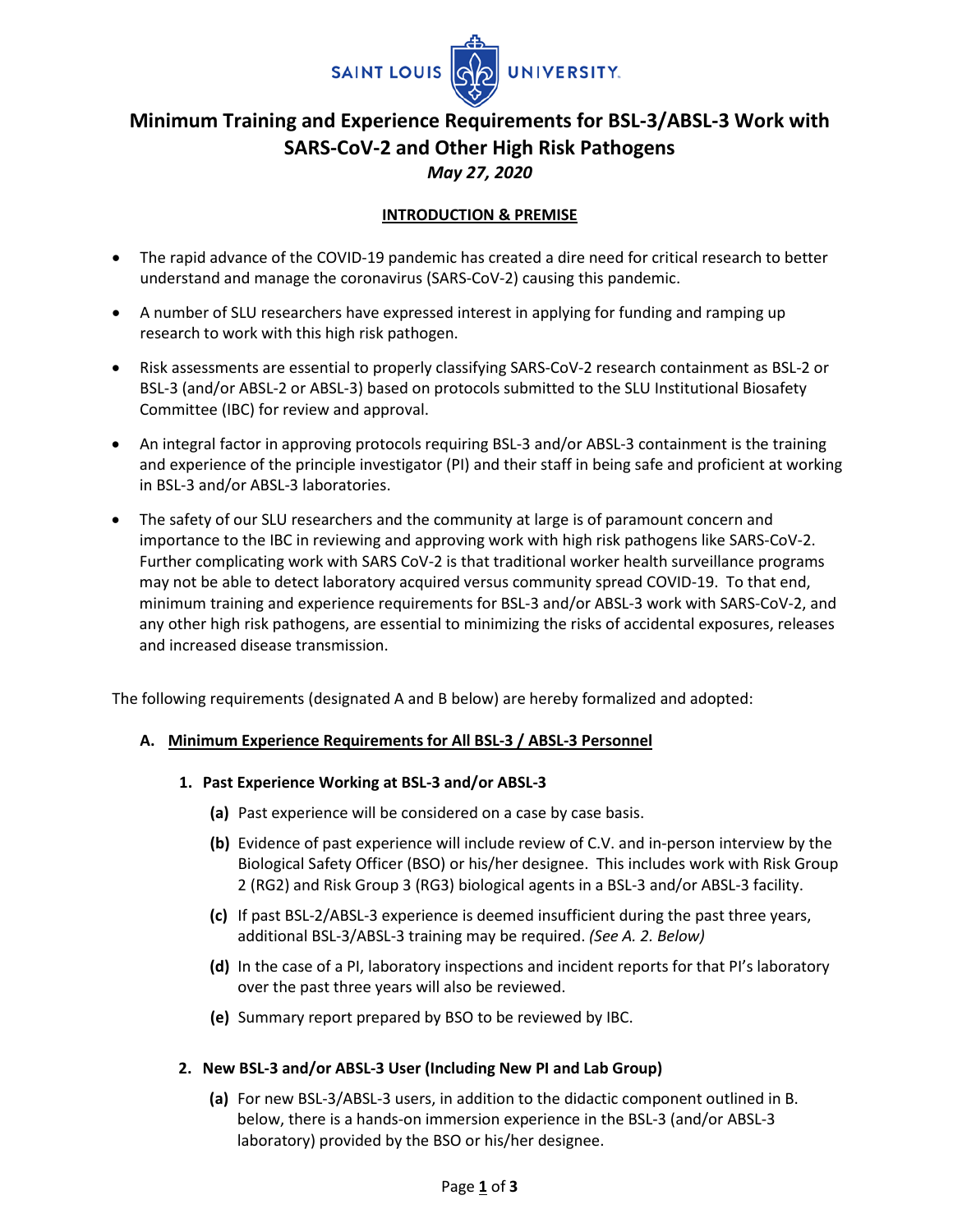SAINT LOUIS UNIVERSITY

# Minimum Training and Experience Requirements for BSL-3/ABSL-3 Work with SARS-CoV-2 and Other High Risk Pathogens

*May 27, 2020*

## INTRODUCTION & PREMISE

- The rapid advance of the COVID-19 pandemic has created a dire need for critical research to better understand and manage the coronavirus (SARS-CoV-2) causing this pandemic.
- A number of SLU researchers have expressed interest in applying for funding and ramping up research to work with this high risk pathogen.
- Risk assessments are essential to properly classifying SARS-CoV-2 research containment as BSL-2 or BSL-3 (and/or ABSL-2 or ABSL-3) based on protocols submitted to the SLU Institutional Biosafety Committee (IBC) for review and approval.
- An integral factor in approving protocols requiring BSL-3 and/or ABSL-3 containment is the training and experience of the principle investigator (PI) and their staff in being safe and proficient at working in BSL-3 and/or ABSL-3 laboratories.
- The safety of our SLU researchers and the community at large is of paramount concern and importance to the IBC in reviewing and approving work with high risk pathogens like SARS-CoV-2. Further complicating work with SARS CoV-2 is that traditional worker health surveillance programs may not be able to detect laboratory acquired versus community spread COVID-19. To that end, minimum training and experience requirements for BSL-3 and/or ABSL-3 work with SARS-CoV-2, and any other high risk pathogens, are essential to minimizing the risks of accidental exposures, releases and increased disease transmission.

The following requirements (designated A and B below) are hereby formalized and adopted:

### A. Minimum Experience Requirements for All BSL-3 / ABSL-3 Personnel

#### 1. Past Experience Working at BSL-3 and/or ABSL-3

**(a)** Past experience will be considered on a case by case basis.

**(b)** Evidence of past experience will include review of C.V. and in-person interview by the Biological Safety Officer (BSO) or his/her designee. This includes work with Risk Group 2 (RG2) and Risk Group 3 (RG3) biological agents in a BSL-3 and/or ABSL-3 facility.

**(c)** If past BSL-2/ABSL-3 experience is deemed insufficient during the past three years, additional BSL-3/ABSL-3 training may be required. *(See A. 2. Below)*

**(d)** In the case of a PI, laboratory inspections and incident reports for that PI's laboratory over the past three years will also be reviewed.

**(e)** Summary report prepared by BSO to be reviewed by IBC.

#### 2. New BSL-3 and/or ABSL-3 User (Including New PI and Lab Group)

**(a)** For new BSL-3/ABSL-3 users, in addition to the didactic component outlined in B. below, there is a hands-on immersion experience in the BSL-3 (and/or ABSL-3 laboratory) provided by the BSO or his/her designee.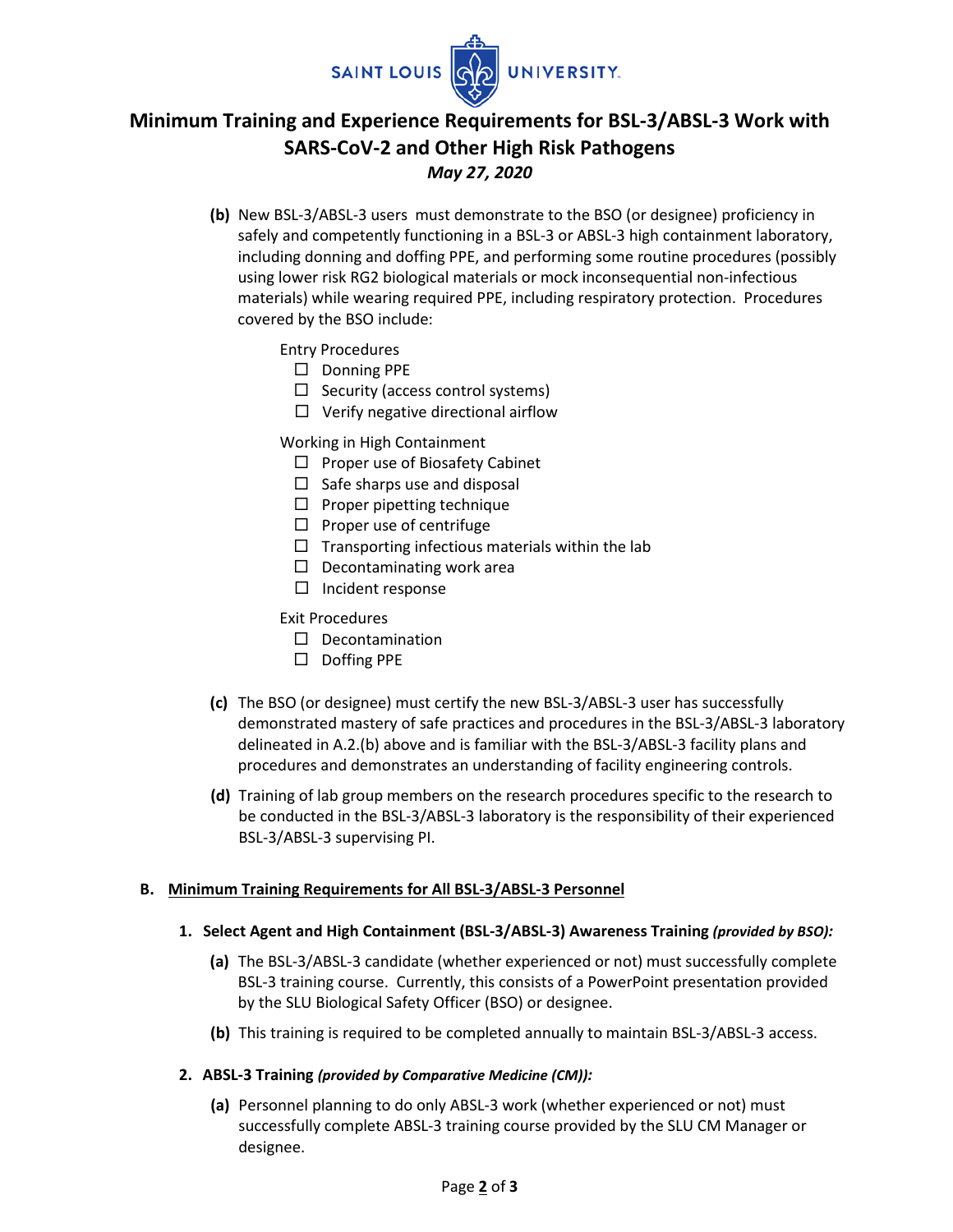**(b)** New BSL-3/ABSL-3 users must demonstrate to the BSO (or designee) proficiency in safely and competently functioning in a BSL-3 or ABSL-3 high containment laboratory, including donning and doffing PPE, and performing some routine procedures (possibly using lower risk RG2 biological materials or mock inconsequential non-infectious materials) while wearing required PPE, including respiratory protection. Procedures covered by the BSO include:

Entry Procedures

- ☐ Donning PPE
- ☐ Security (access control systems)
- ☐ Verify negative directional airflow

Working in High Containment

- ☐ Proper use of Biosafety Cabinet
- ☐ Safe sharps use and disposal
- ☐ Proper pipetting technique
- ☐ Proper use of centrifuge
- ☐ Transporting infectious materials within the lab
- ☐ Decontaminating work area
- ☐ Incident response

Exit Procedures

- ☐ Decontamination
- ☐ Doffing PPE

**(c)** The BSO (or designee) must certify the new BSL-3/ABSL-3 user has successfully demonstrated mastery of safe practices and procedures in the BSL-3/ABSL-3 laboratory delineated in A.2.(b) above and is familiar with the BSL-3/ABSL-3 facility plans and procedures and demonstrates an understanding of facility engineering controls.

**(d)** Training of lab group members on the research procedures specific to the research to be conducted in the BSL-3/ABSL-3 laboratory is the responsibility of their experienced BSL-3/ABSL-3 supervising PI.

## B. Minimum Training Requirements for All BSL-3/ABSL-3 Personnel

### 1. Select Agent and High Containment (BSL-3/ABSL-3) Awareness Training *(provided by BSO):*

**(a)** The BSL-3/ABSL-3 candidate (whether experienced or not) must successfully complete BSL-3 training course. Currently, this consists of a PowerPoint presentation provided by the SLU Biological Safety Officer (BSO) or designee.

**(b)** This training is required to be completed annually to maintain BSL-3/ABSL-3 access.

### 2. ABSL-3 Training *(provided by Comparative Medicine (CM)):*

**(a)** Personnel planning to do only ABSL-3 work (whether experienced or not) must successfully complete ABSL-3 training course provided by the SLU CM Manager or designee.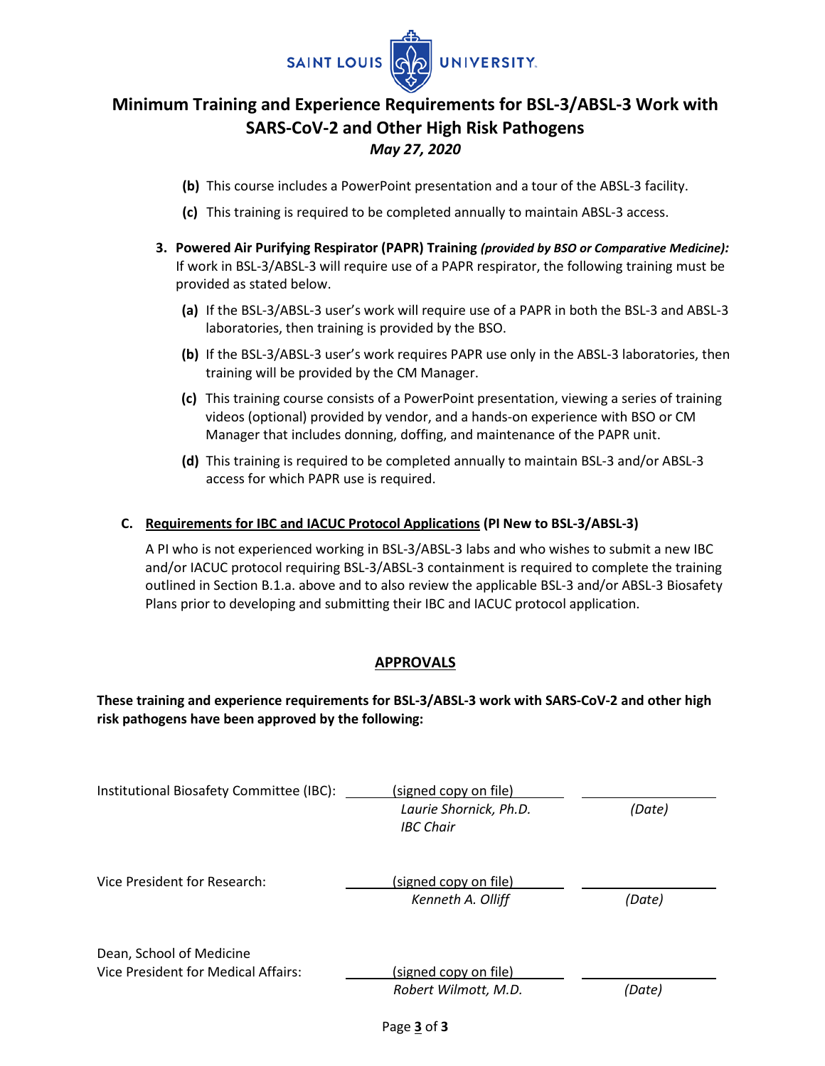SAINT LOUIS UNIVERSITY

# Minimum Training and Experience Requirements for BSL-3/ABSL-3 Work with SARS-CoV-2 and Other High Risk Pathogens

***May 27, 2020***

- **(b)** This course includes a PowerPoint presentation and a tour of the ABSL-3 facility.
- **(c)** This training is required to be completed annually to maintain ABSL-3 access.

3. **Powered Air Purifying Respirator (PAPR) Training** ***(provided by BSO or Comparative Medicine):*** If work in BSL-3/ABSL-3 will require use of a PAPR respirator, the following training must be provided as stated below.
   - **(a)** If the BSL-3/ABSL-3 user's work will require use of a PAPR in both the BSL-3 and ABSL-3 laboratories, then training is provided by the BSO.
   - **(b)** If the BSL-3/ABSL-3 user's work requires PAPR use only in the ABSL-3 laboratories, then training will be provided by the CM Manager.
   - **(c)** This training course consists of a PowerPoint presentation, viewing a series of training videos (optional) provided by vendor, and a hands-on experience with BSO or CM Manager that includes donning, doffing, and maintenance of the PAPR unit.
   - **(d)** This training is required to be completed annually to maintain BSL-3 and/or ABSL-3 access for which PAPR use is required.

**C. <u>Requirements for IBC and IACUC Protocol Applications</u> (PI New to BSL-3/ABSL-3)**

A PI who is not experienced working in BSL-3/ABSL-3 labs and who wishes to submit a new IBC and/or IACUC protocol requiring BSL-3/ABSL-3 containment is required to complete the training outlined in Section B.1.a. above and to also review the applicable BSL-3 and/or ABSL-3 Biosafety Plans prior to developing and submitting their IBC and IACUC protocol application.

## APPROVALS

**These training and experience requirements for BSL-3/ABSL-3 work with SARS-CoV-2 and other high risk pathogens have been approved by the following:**

| | | |
|---|---|---|
| Institutional Biosafety Committee (IBC): | (signed copy on file)<br>*Laurie Shornick, Ph.D.*<br>*IBC Chair* | *(Date)* |
| Vice President for Research: | (signed copy on file)<br>*Kenneth A. Olliff* | *(Date)* |
| Dean, School of Medicine<br>Vice President for Medical Affairs: | (signed copy on file)<br>*Robert Wilmott, M.D.* | *(Date)* |